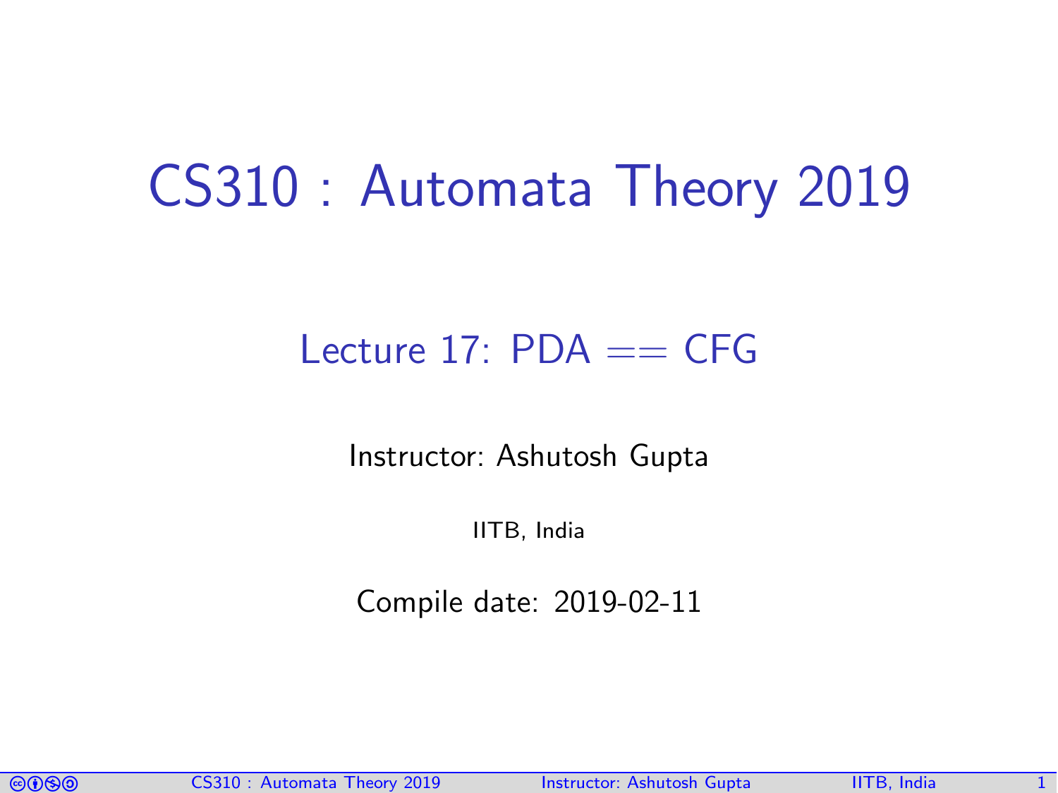# CS310 : Automata Theory 2019

## Lecture 17: PDA == CFG

Instructor: Ashutosh Gupta

IITB, India

Compile date: 2019-02-11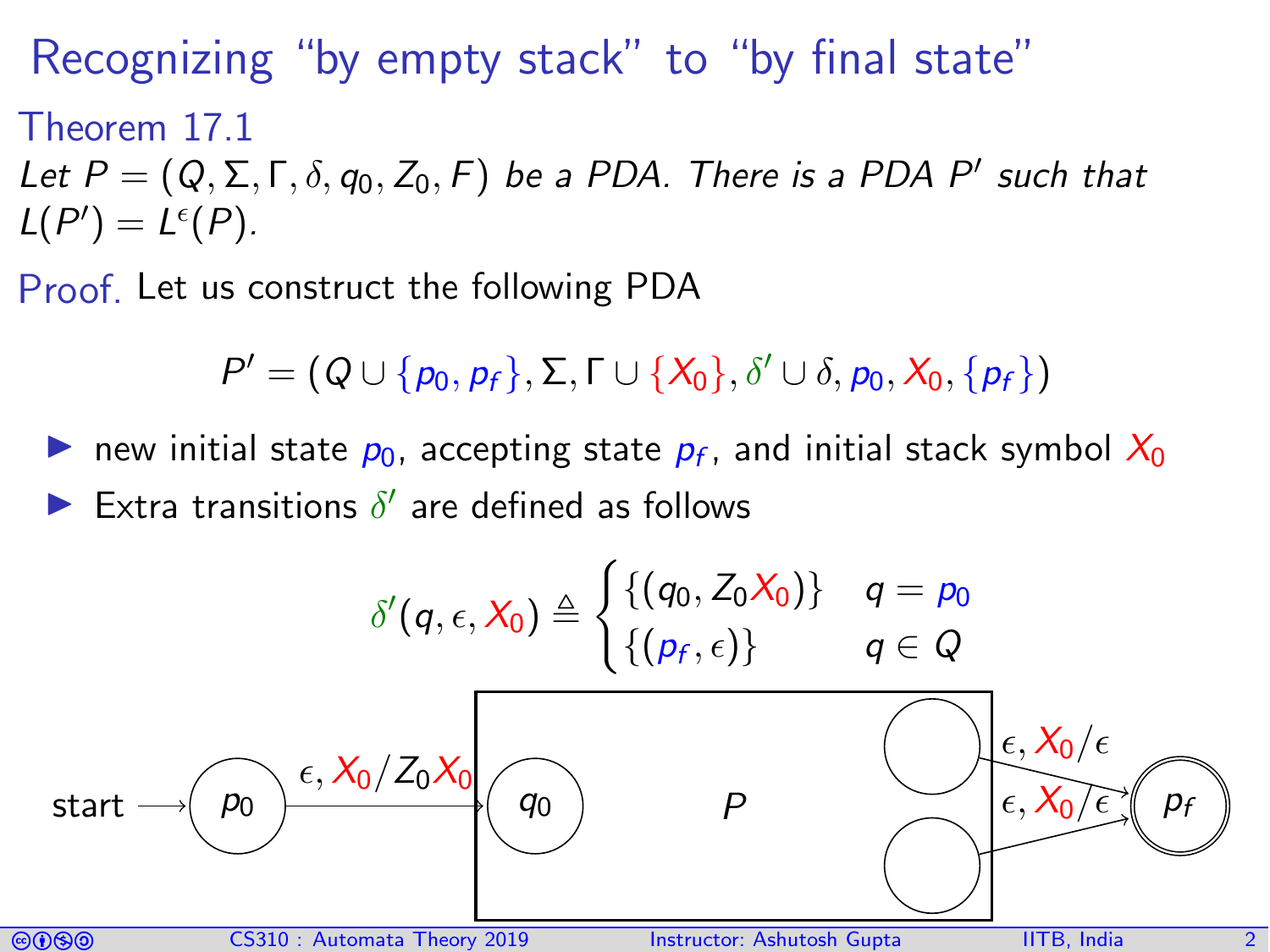# Recognizing "by empty stack" to "by final state"

**Theorem 17.1**

*Let $P = (Q, \Sigma, \Gamma, \delta, q_0, Z_0, F)$ be a PDA. There is a PDA $P'$ such that $L(P') = L^{\epsilon}(P)$.*

**Proof.** Let us construct the following PDA

$$P' = (Q \cup \{p_0, p_f\}, \Sigma, \Gamma \cup \{X_0\}, \delta' \cup \delta, p_0, X_0, \{p_f\})$$

- new initial state $p_0$, accepting state $p_f$, and initial stack symbol $X_0$
- Extra transitions $\delta'$ are defined as follows

$$\delta'(q, \epsilon, X_0) \triangleq \begin{cases} \{(q_0, Z_0X_0)\} & q = p_0 \\ \{(p_f, \epsilon)\} & q \in Q \end{cases}$$

start $\rightarrow$ $p_0$ $\xrightarrow{\epsilon, X_0/Z_0X_0}$ $q_0$ [ $P$ ] $\xrightarrow{\epsilon, X_0/\epsilon}$ $p_f$ (from each state of $P$)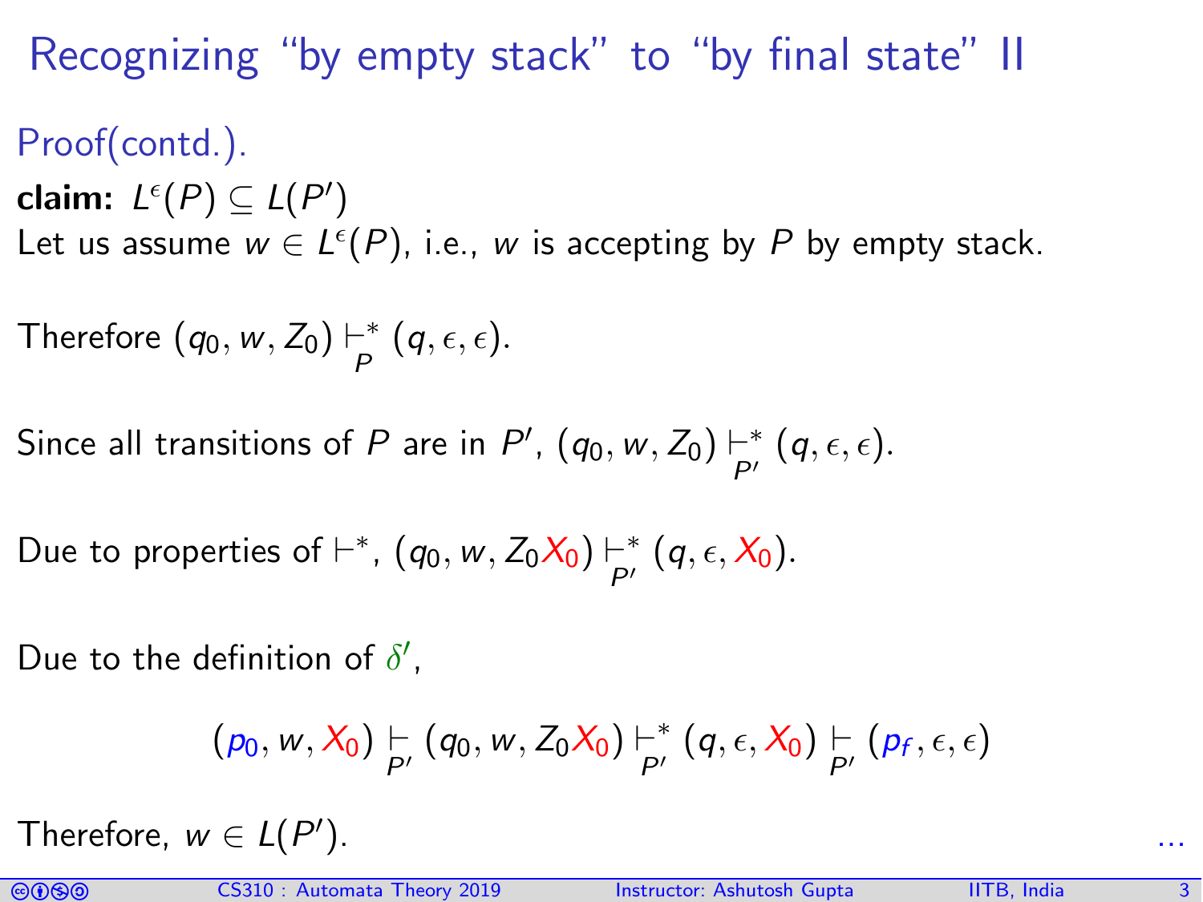# Recognizing "by empty stack" to "by final state" II

Proof(contd.).

**claim:** $L^{\epsilon}(P) \subseteq L(P')$

Let us assume $w \in L^{\epsilon}(P)$, i.e., $w$ is accepting by $P$ by empty stack.

Therefore $(q_0, w, Z_0) \underset{P}{\vdash^*} (q, \epsilon, \epsilon)$.

Since all transitions of $P$ are in $P'$, $(q_0, w, Z_0) \underset{P'}{\vdash^*} (q, \epsilon, \epsilon)$.

Due to properties of $\vdash^*$, $(q_0, w, Z_0 X_0) \underset{P'}{\vdash^*} (q, \epsilon, X_0)$.

Due to the definition of $\delta'$,

$$(p_0, w, X_0) \underset{P'}{\vdash} (q_0, w, Z_0 X_0) \underset{P'}{\vdash^*} (q, \epsilon, X_0) \underset{P'}{\vdash} (p_f, \epsilon, \epsilon)$$

Therefore, $w \in L(P')$.

...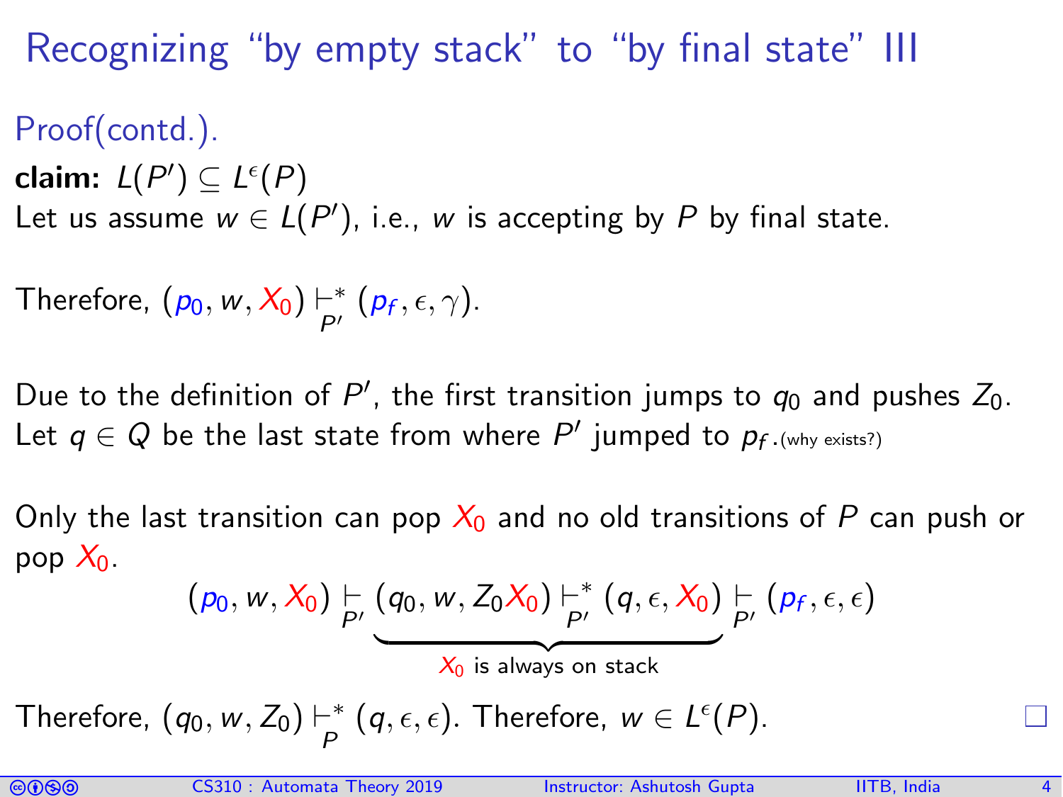# Recognizing "by empty stack" to "by final state" III

Proof(contd.).

**claim:** $L(P') \subseteq L^{\epsilon}(P)$

Let us assume $w \in L(P')$, i.e., $w$ is accepting by $P$ by final state.

Therefore, $(p_0, w, X_0) \vdash^*_{P'} (p_f, \epsilon, \gamma)$.

Due to the definition of $P'$, the first transition jumps to $q_0$ and pushes $Z_0$. Let $q \in Q$ be the last state from where $P'$ jumped to $p_f$. (why exists?)

Only the last transition can pop $X_0$ and no old transitions of $P$ can push or pop $X_0$.

$$(p_0, w, X_0) \vdash_{P'} \underbrace{(q_0, w, Z_0X_0) \vdash^*_{P'} (q, \epsilon, X_0)}_{X_0 \text{ is always on stack}} \vdash_{P'} (p_f, \epsilon, \epsilon)$$

Therefore, $(q_0, w, Z_0) \vdash^*_{P} (q, \epsilon, \epsilon)$. Therefore, $w \in L^{\epsilon}(P)$. □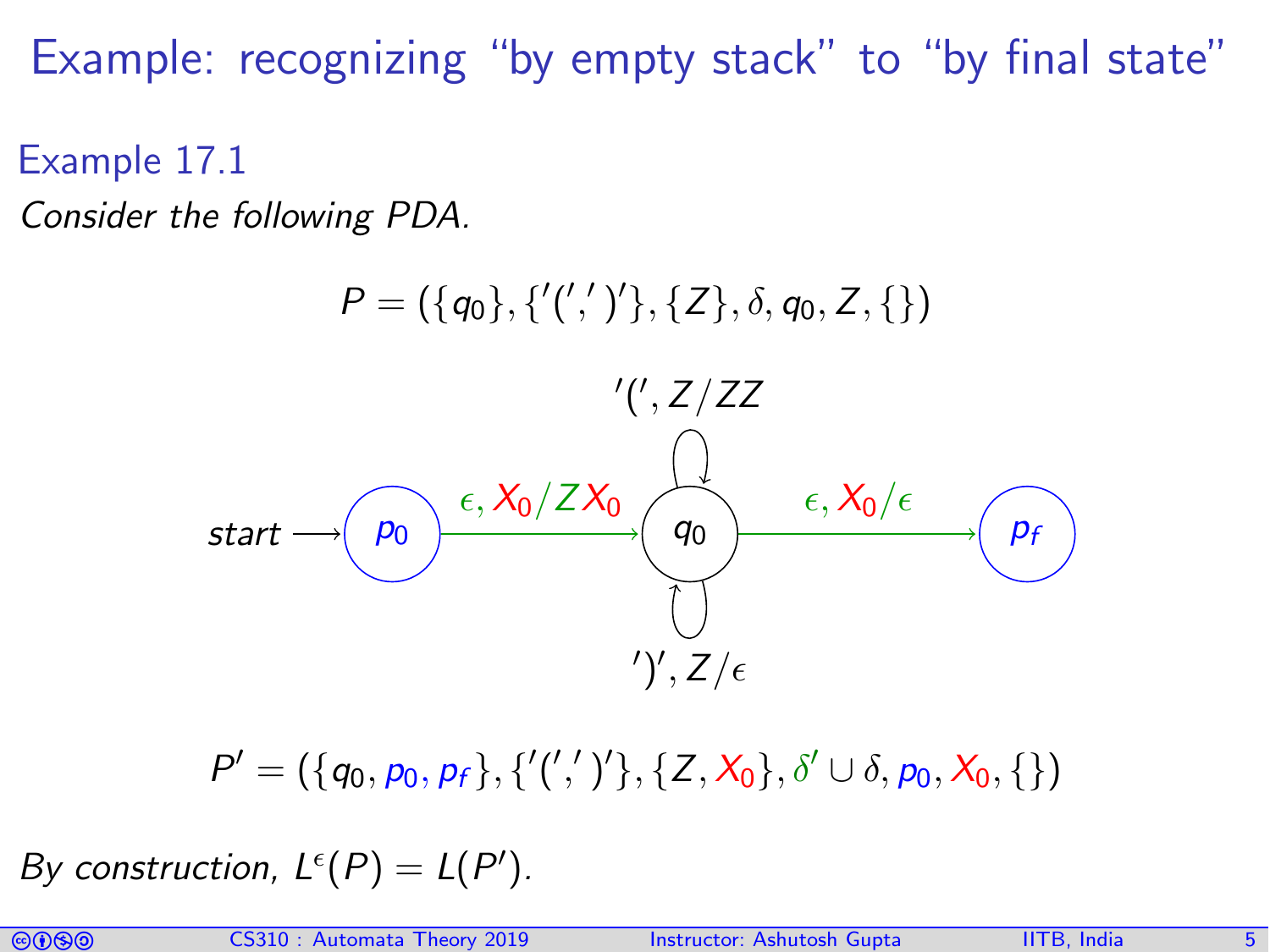# Example: recognizing "by empty stack" to "by final state"

## Example 17.1

*Consider the following PDA.*

$$P = (\{q_0\}, \{'(', ')'\}, \{Z\}, \delta, q_0, Z, \{\})$$

- start $\longrightarrow p_0$
- $p_0 \xrightarrow{\epsilon, X_0/ZX_0} q_0$
- $q_0 \xrightarrow{'(', Z/ZZ} q_0$
- $q_0 \xrightarrow{')', Z/\epsilon} q_0$
- $q_0 \xrightarrow{\epsilon, X_0/\epsilon} p_f$

$$P' = (\{q_0, p_0, p_f\}, \{'(', ')'\}, \{Z, X_0\}, \delta' \cup \delta, p_0, X_0, \{\})$$

*By construction,* $L^\epsilon(P) = L(P')$.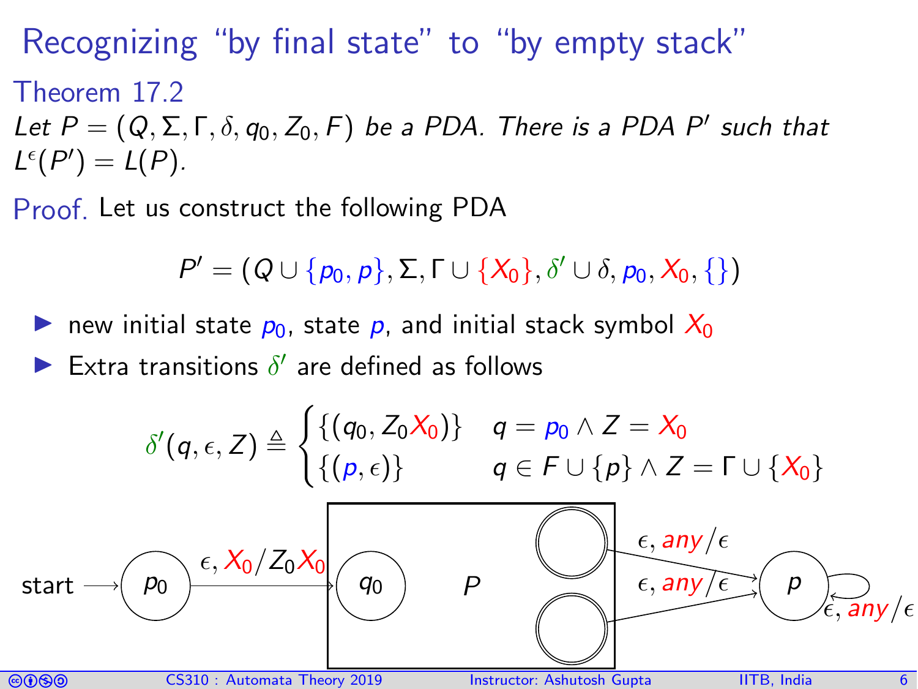# Recognizing "by final state" to "by empty stack"

**Theorem 17.2**

*Let $P = (Q, \Sigma, \Gamma, \delta, q_0, Z_0, F)$ be a PDA. There is a PDA $P'$ such that $L^{\epsilon}(P') = L(P)$.*

**Proof.** Let us construct the following PDA

$$P' = (Q \cup \{p_0, p\}, \Sigma, \Gamma \cup \{X_0\}, \delta' \cup \delta, p_0, X_0, \{\})$$

- new initial state $p_0$, state $p$, and initial stack symbol $X_0$
- Extra transitions $\delta'$ are defined as follows

$$\delta'(q, \epsilon, Z) \triangleq \begin{cases} \{(q_0, Z_0 X_0)\} & q = p_0 \wedge Z = X_0 \\ \{(p, \epsilon)\} & q \in F \cup \{p\} \wedge Z = \Gamma \cup \{X_0\} \end{cases}$$

start $\longrightarrow$ $p_0$ $\xrightarrow{\epsilon, X_0/Z_0X_0}$ $q_0$ [ $P$ ] — final states $\xrightarrow{\epsilon, any/\epsilon}$ $p$ (self-loop $\epsilon, any/\epsilon$)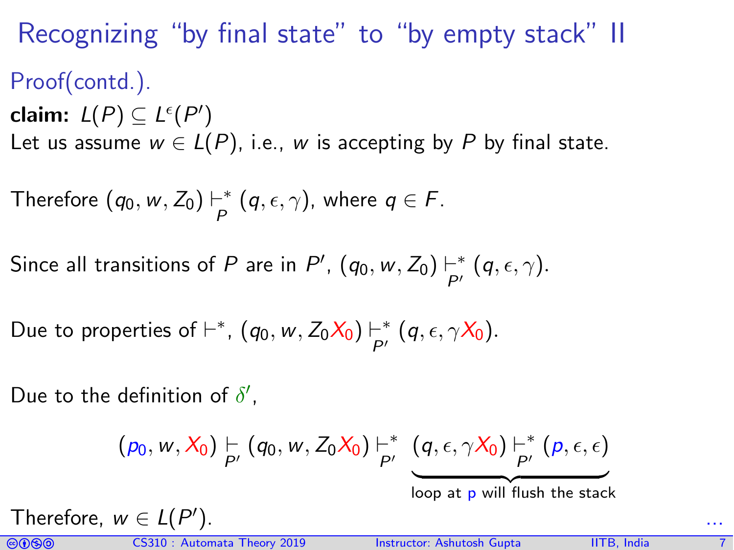# Recognizing "by final state" to "by empty stack" II

## Proof(contd.).

**claim:** $L(P) \subseteq L^{\epsilon}(P')$

Let us assume $w \in L(P)$, i.e., $w$ is accepting by $P$ by final state.

Therefore $(q_0, w, Z_0) \vdash^*_{P} (q, \epsilon, \gamma)$, where $q \in F$.

Since all transitions of $P$ are in $P'$, $(q_0, w, Z_0) \vdash^*_{P'} (q, \epsilon, \gamma)$.

Due to properties of $\vdash^*$, $(q_0, w, Z_0X_0) \vdash^*_{P'} (q, \epsilon, \gamma X_0)$.

Due to the definition of $\delta'$,

$$(p_0, w, X_0) \vdash_{P'} (q_0, w, Z_0X_0) \vdash^*_{P'} \underbrace{(q, \epsilon, \gamma X_0) \vdash^*_{P'} (p, \epsilon, \epsilon)}_{\text{loop at p will flush the stack}}$$

Therefore, $w \in L(P')$.

...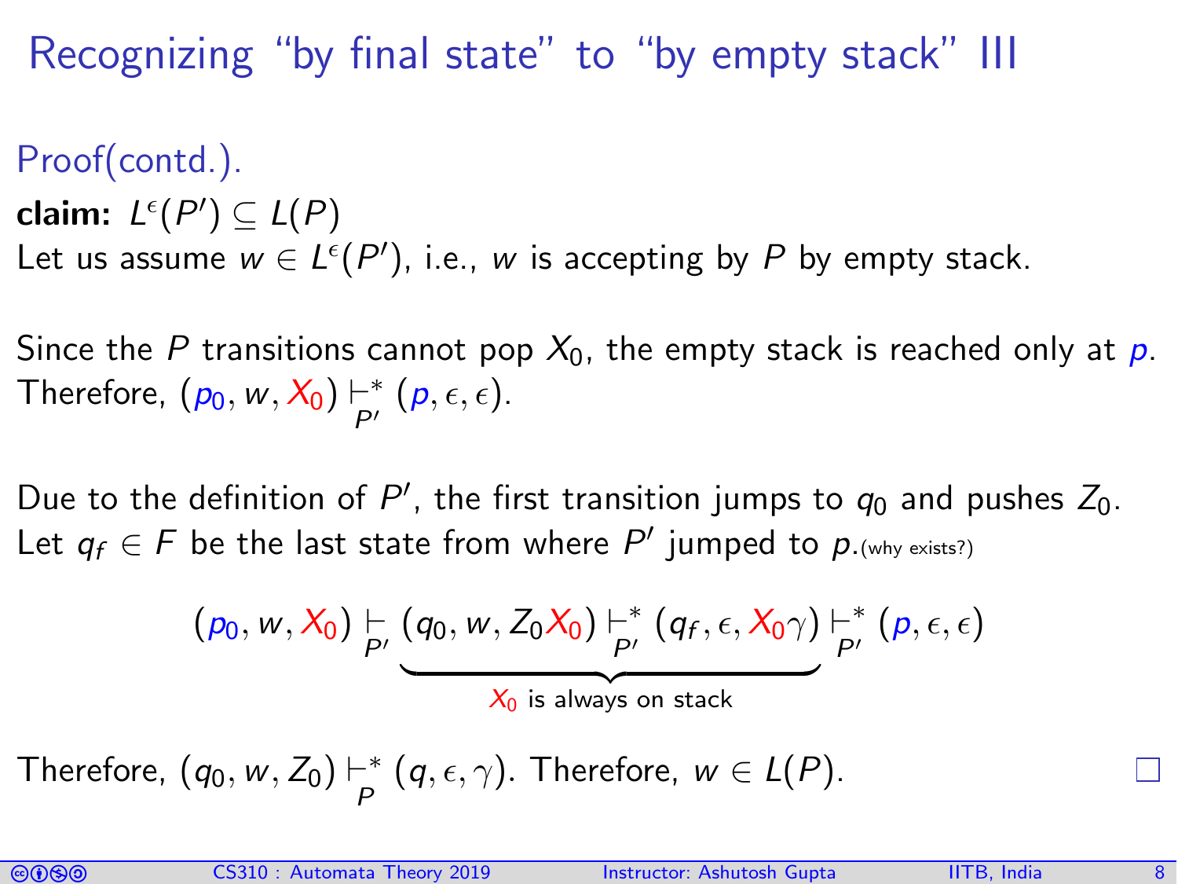# Recognizing "by final state" to "by empty stack" III

Proof(contd.).

**claim:** $L^{\epsilon}(P') \subseteq L(P)$

Let us assume $w \in L^{\epsilon}(P')$, i.e., $w$ is accepting by $P$ by empty stack.

Since the $P$ transitions cannot pop $X_0$, the empty stack is reached only at $p$. Therefore, $(p_0, w, X_0) \vdash^*_{P'} (p, \epsilon, \epsilon)$.

Due to the definition of $P'$, the first transition jumps to $q_0$ and pushes $Z_0$. Let $q_f \in F$ be the last state from where $P'$ jumped to $p$.(why exists?)

$$(p_0, w, X_0) \vdash_{P'} \underbrace{(q_0, w, Z_0 X_0) \vdash^*_{P'} (q_f, \epsilon, X_0\gamma)}_{X_0 \text{ is always on stack}} \vdash^*_{P'} (p, \epsilon, \epsilon)$$

Therefore, $(q_0, w, Z_0) \vdash^*_{P} (q, \epsilon, \gamma)$. Therefore, $w \in L(P)$. □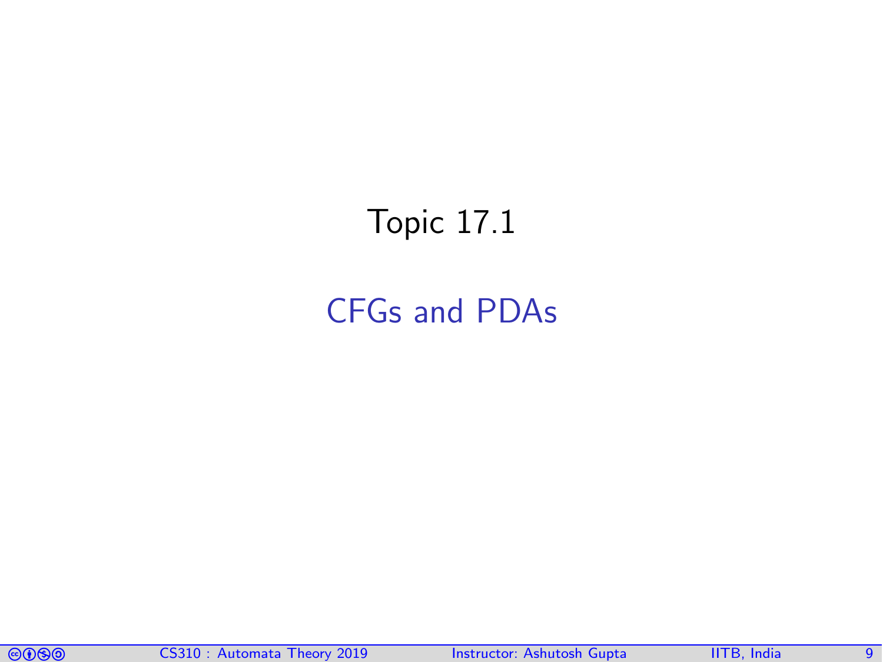# Topic 17.1

## CFGs and PDAs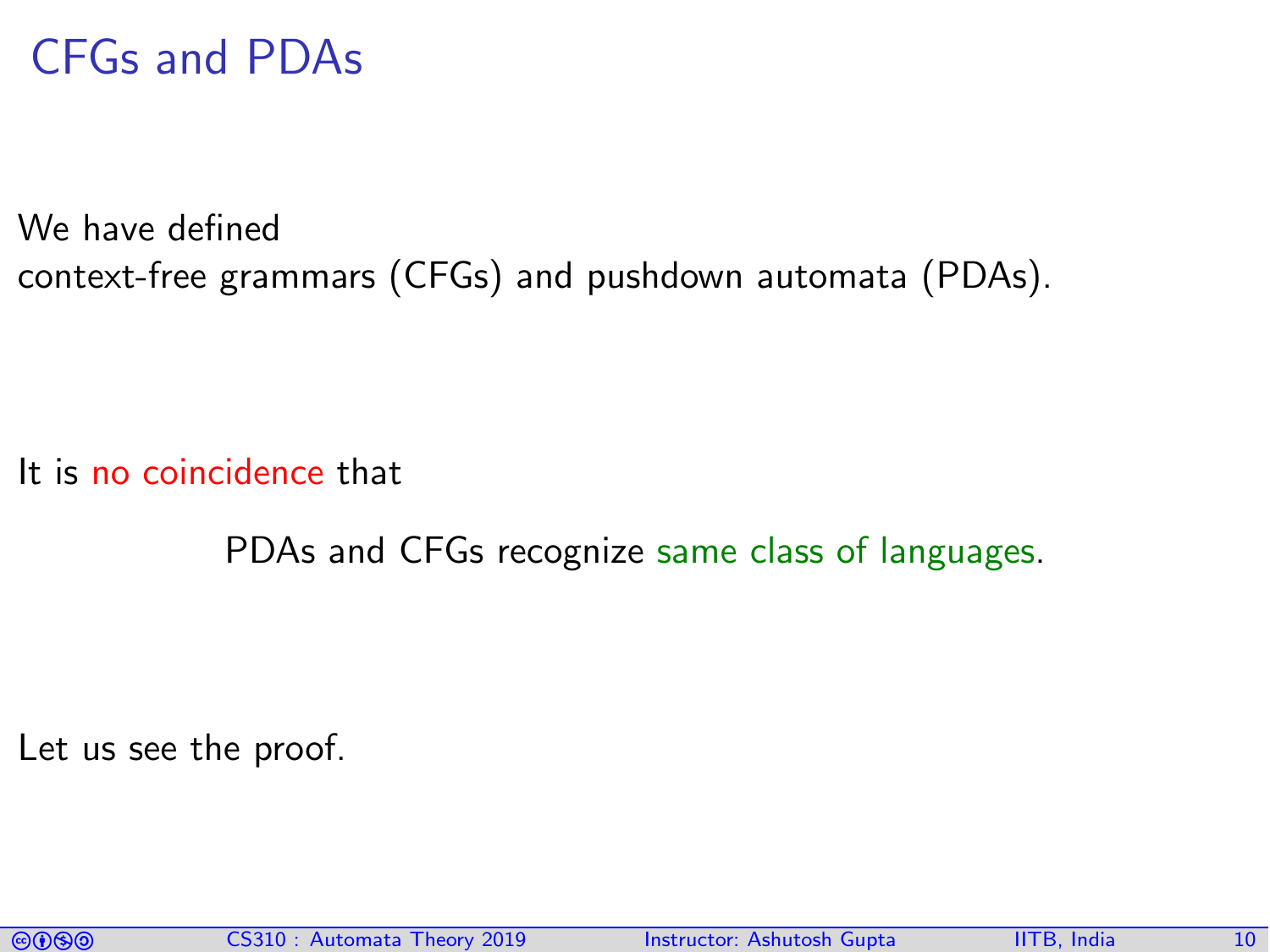# CFGs and PDAs

We have defined
context-free grammars (CFGs) and pushdown automata (PDAs).

It is no coincidence that

PDAs and CFGs recognize same class of languages.

Let us see the proof.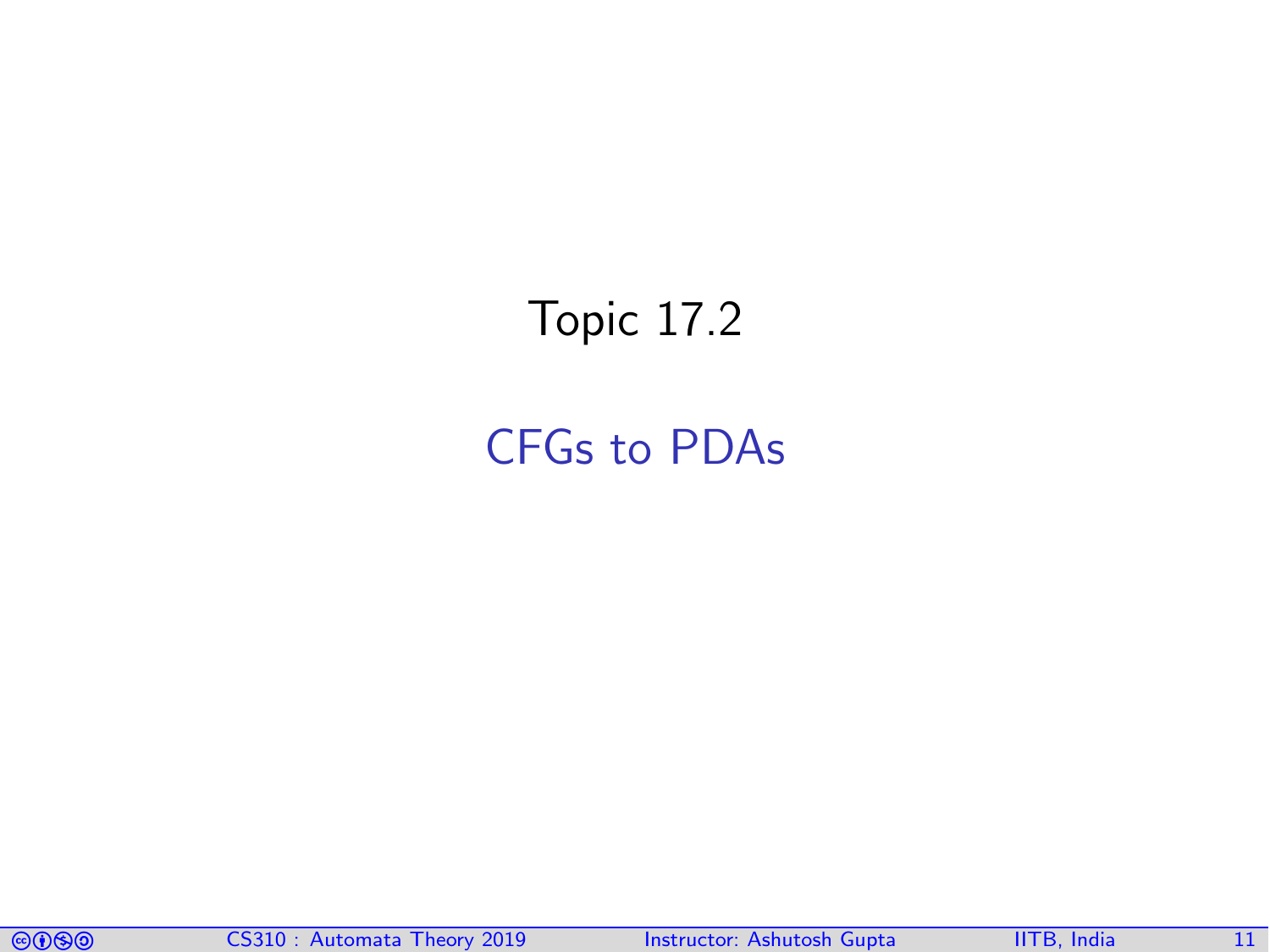# Topic 17.2

## CFGs to PDAs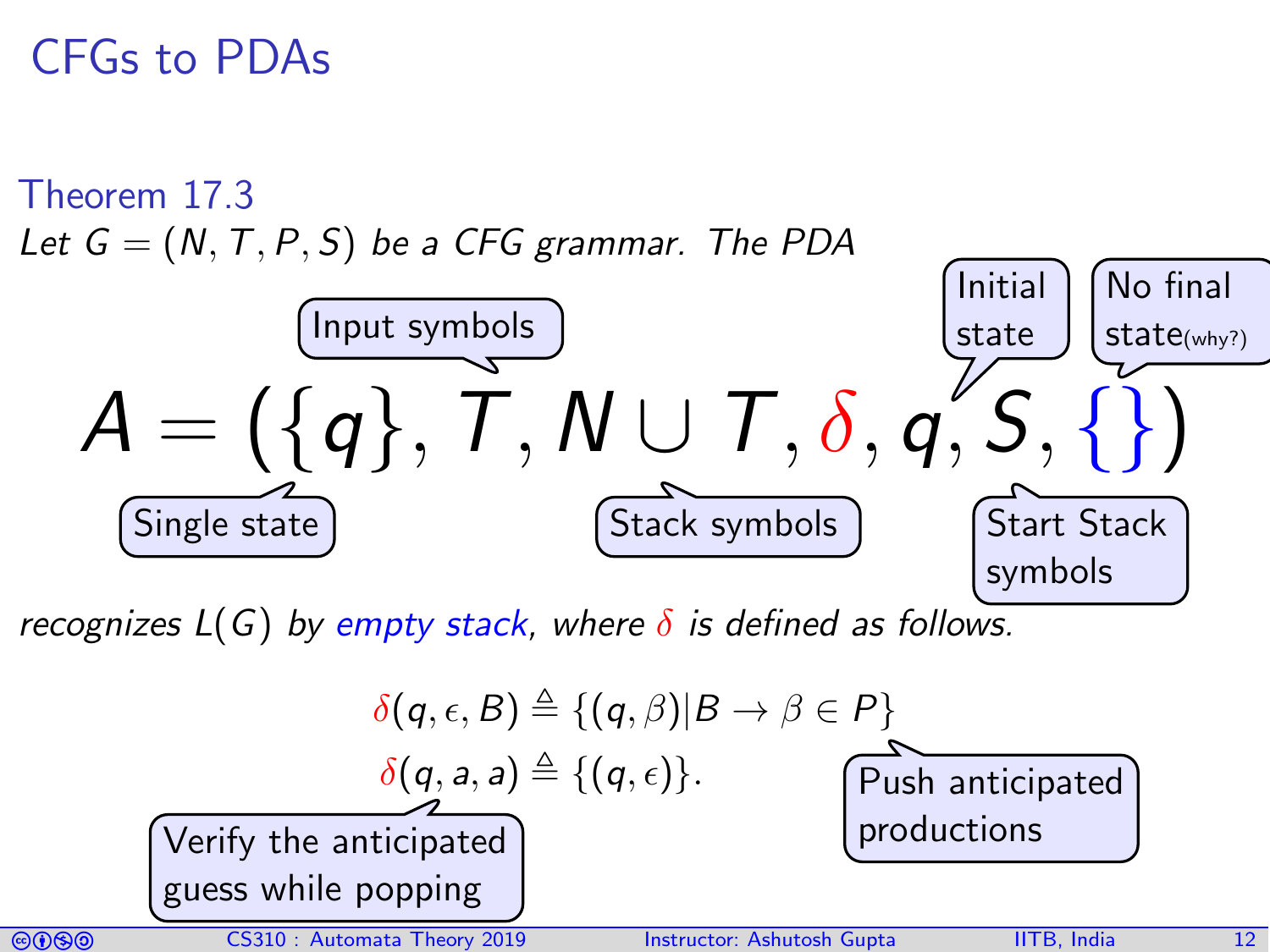# CFGs to PDAs

**Theorem 17.3**

*Let $G = (N, T, P, S)$ be a CFG grammar. The PDA*

$$A = (\{q\}, T, N \cup T, \delta, q, S, \{\})$$

- Single state: $\{q\}$
- Input symbols: $T$
- Stack symbols: $N \cup T$
- Initial state: $q$
- Start Stack symbols: $S$
- No final state(why?): $\{\}$

*recognizes $L(G)$ by empty stack, where $\delta$ is defined as follows.*

$$\delta(q, \epsilon, B) \triangleq \{(q, \beta) | B \rightarrow \beta \in P\}$$

$$\delta(q, a, a) \triangleq \{(q, \epsilon)\}.$$

- Push anticipated productions
- Verify the anticipated guess while popping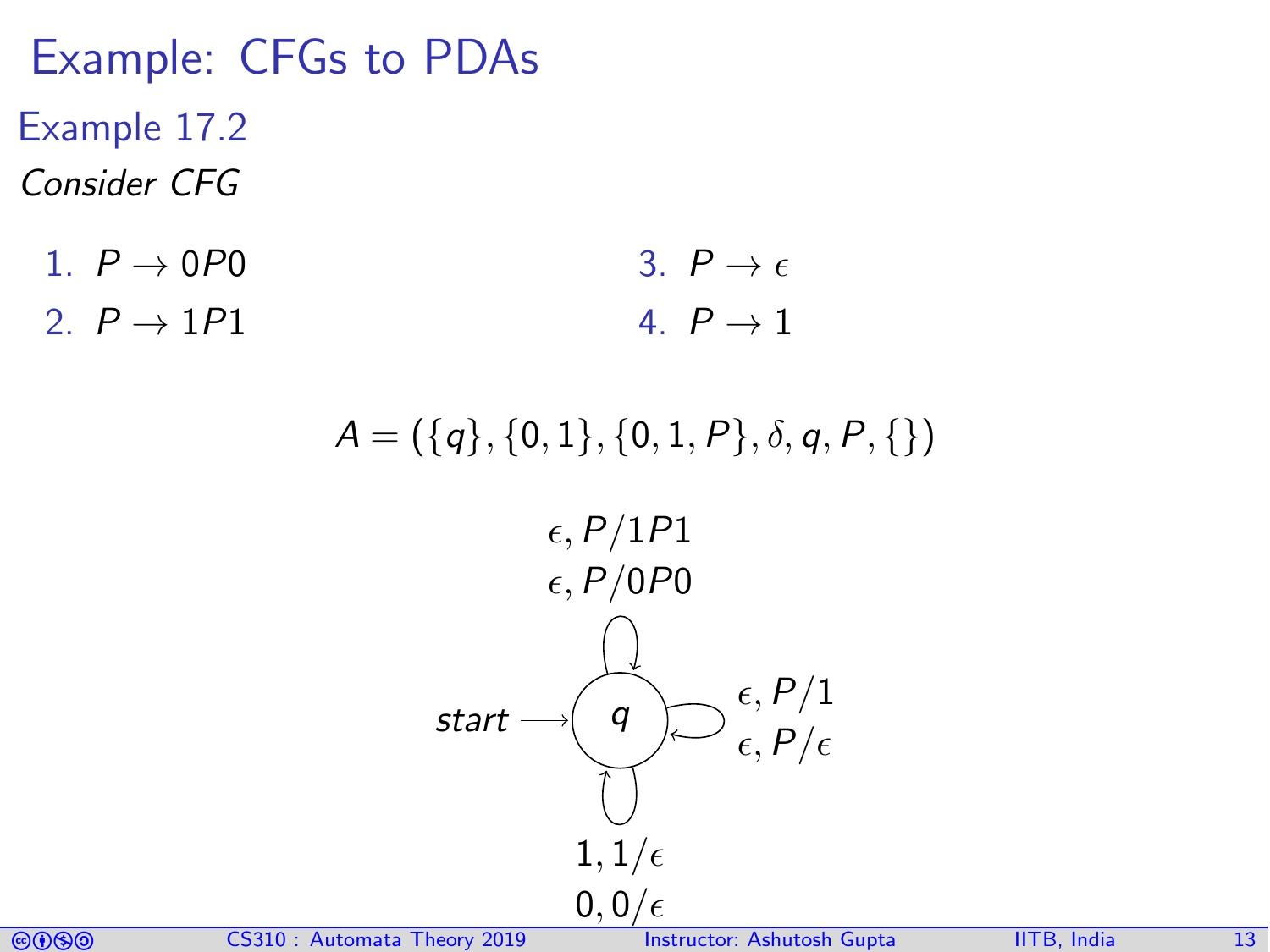# Example: CFGs to PDAs

## Example 17.2

*Consider CFG*

1. $P \rightarrow 0P0$
2. $P \rightarrow 1P1$
3. $P \rightarrow \epsilon$
4. $P \rightarrow 1$

$$A = (\{q\}, \{0,1\}, \{0,1,P\}, \delta, q, P, \{\})$$

start $\longrightarrow$ $q$

Self-loop transitions on $q$:

- $\epsilon, P/1P1$
- $\epsilon, P/0P0$
- $\epsilon, P/1$
- $\epsilon, P/\epsilon$
- $1, 1/\epsilon$
- $0, 0/\epsilon$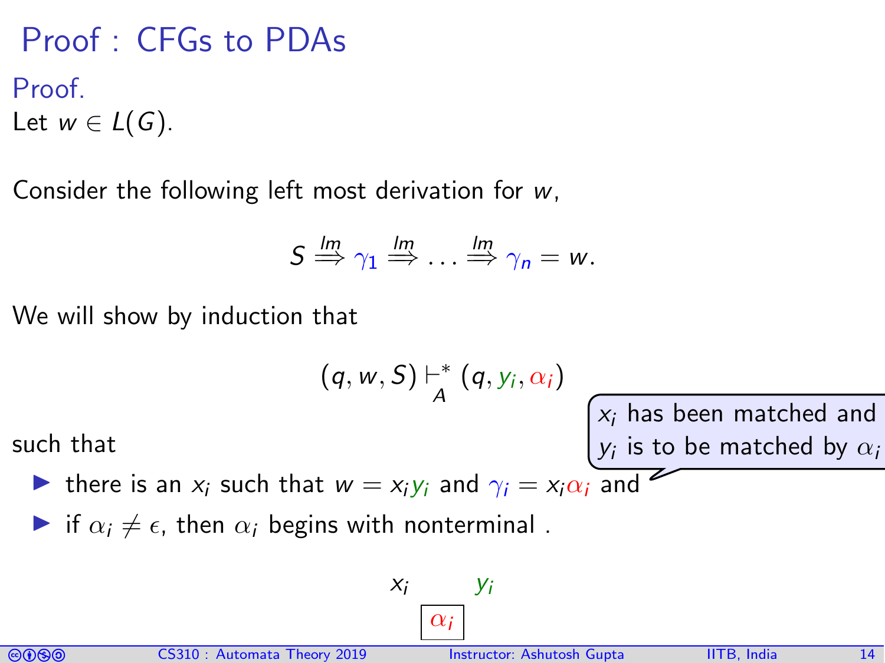# Proof : CFGs to PDAs

Proof.

Let $w \in L(G)$.

Consider the following left most derivation for $w$,

$$S \overset{lm}{\Longrightarrow} \gamma_1 \overset{lm}{\Longrightarrow} \dots \overset{lm}{\Longrightarrow} \gamma_n = w.$$

We will show by induction that

$$(q, w, S) \vdash_A^* (q, y_i, \alpha_i)$$

such that

- there is an $x_i$ such that $w = x_i y_i$ and $\gamma_i = x_i \alpha_i$ and
- if $\alpha_i \neq \epsilon$, then $\alpha_i$ begins with nonterminal .

$x_i$ has been matched and $y_i$ is to be matched by $\alpha_i$

$x_i$ $y_i$

$\alpha_i$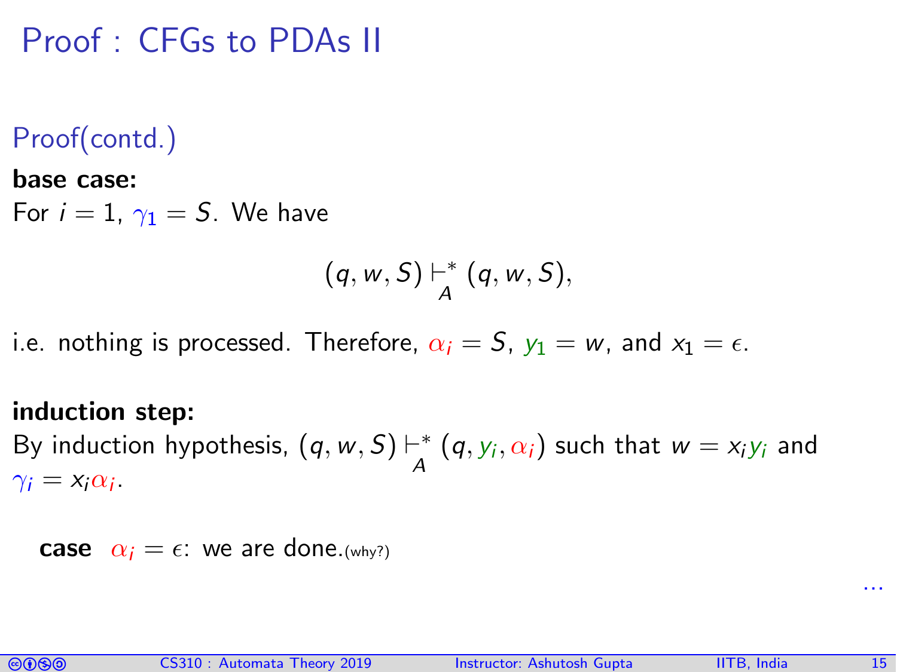# Proof : CFGs to PDAs II

## Proof(contd.)

**base case:**

For $i = 1$, $\gamma_1 = S$. We have

$$(q, w, S) \vdash_A^* (q, w, S),$$

i.e. nothing is processed. Therefore, $\alpha_i = S$, $y_1 = w$, and $x_1 = \epsilon$.

**induction step:**

By induction hypothesis, $(q, w, S) \vdash_A^* (q, y_i, \alpha_i)$ such that $w = x_i y_i$ and $\gamma_i = x_i \alpha_i$.

**case** $\alpha_i = \epsilon$: we are done.(why?)

...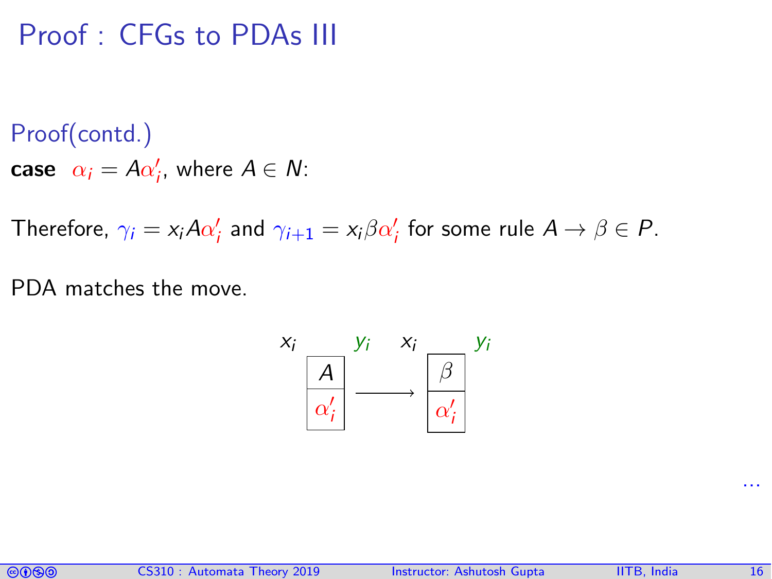# Proof : CFGs to PDAs III

**Proof(contd.)**

**case** $\alpha_i = A\alpha'_i$, where $A \in N$:

Therefore, $\gamma_i = x_i A \alpha'_i$ and $\gamma_{i+1} = x_i \beta \alpha'_i$ for some rule $A \rightarrow \beta \in P$.

PDA matches the move.

$$
x_i \; \begin{array}{|c|} \hline A \\ \hline \alpha'_i \\ \hline \end{array} \; y_i \quad \longrightarrow \quad x_i \; \begin{array}{|c|} \hline \beta \\ \hline \alpha'_i \\ \hline \end{array} \; y_i
$$

...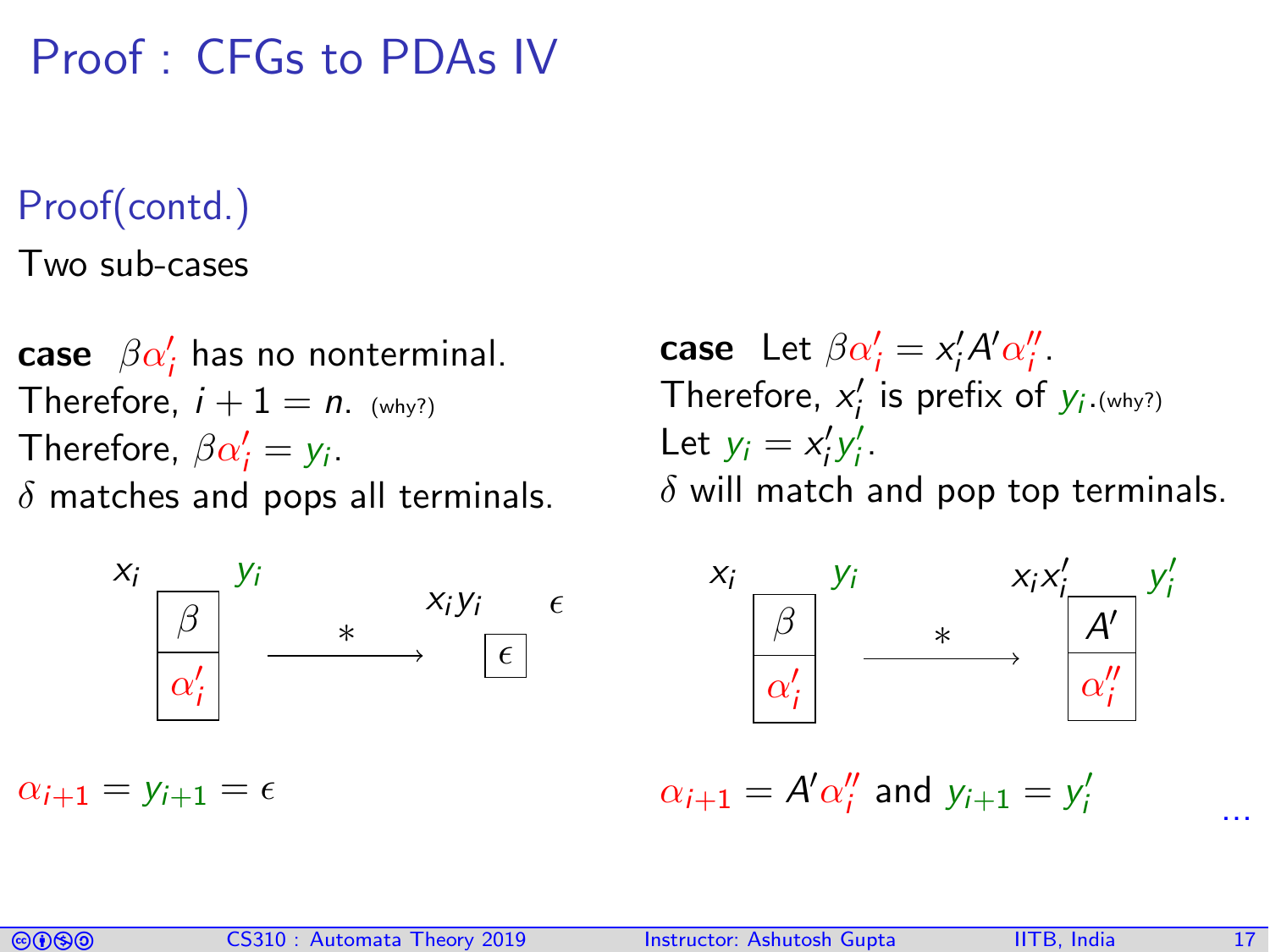# Proof : CFGs to PDAs IV

## Proof(contd.)

Two sub-cases

**case** $\beta\alpha'_i$ has no nonterminal.
Therefore, $i+1=n$. (why?)
Therefore, $\beta\alpha'_i = y_i$.
$\delta$ matches and pops all terminals.

$x_i$ $\boxed{\beta}$ over $\boxed{\alpha'_i}$ $y_i$ $\xrightarrow{*}$ $x_i y_i$ $\boxed{\epsilon}$ $\epsilon$

$\alpha_{i+1} = y_{i+1} = \epsilon$

**case** Let $\beta\alpha'_i = x'_i A' \alpha''_i$.
Therefore, $x'_i$ is prefix of $y_i$.(why?)
Let $y_i = x'_i y'_i$.
$\delta$ will match and pop top terminals.

$x_i$ $\boxed{\beta}$ over $\boxed{\alpha'_i}$ $y_i$ $\xrightarrow{*}$ $x_i x'_i$ $\boxed{A'}$ over $\boxed{\alpha''_i}$ $y'_i$

$\alpha_{i+1} = A'\alpha''_i$ and $y_{i+1} = y'_i$

...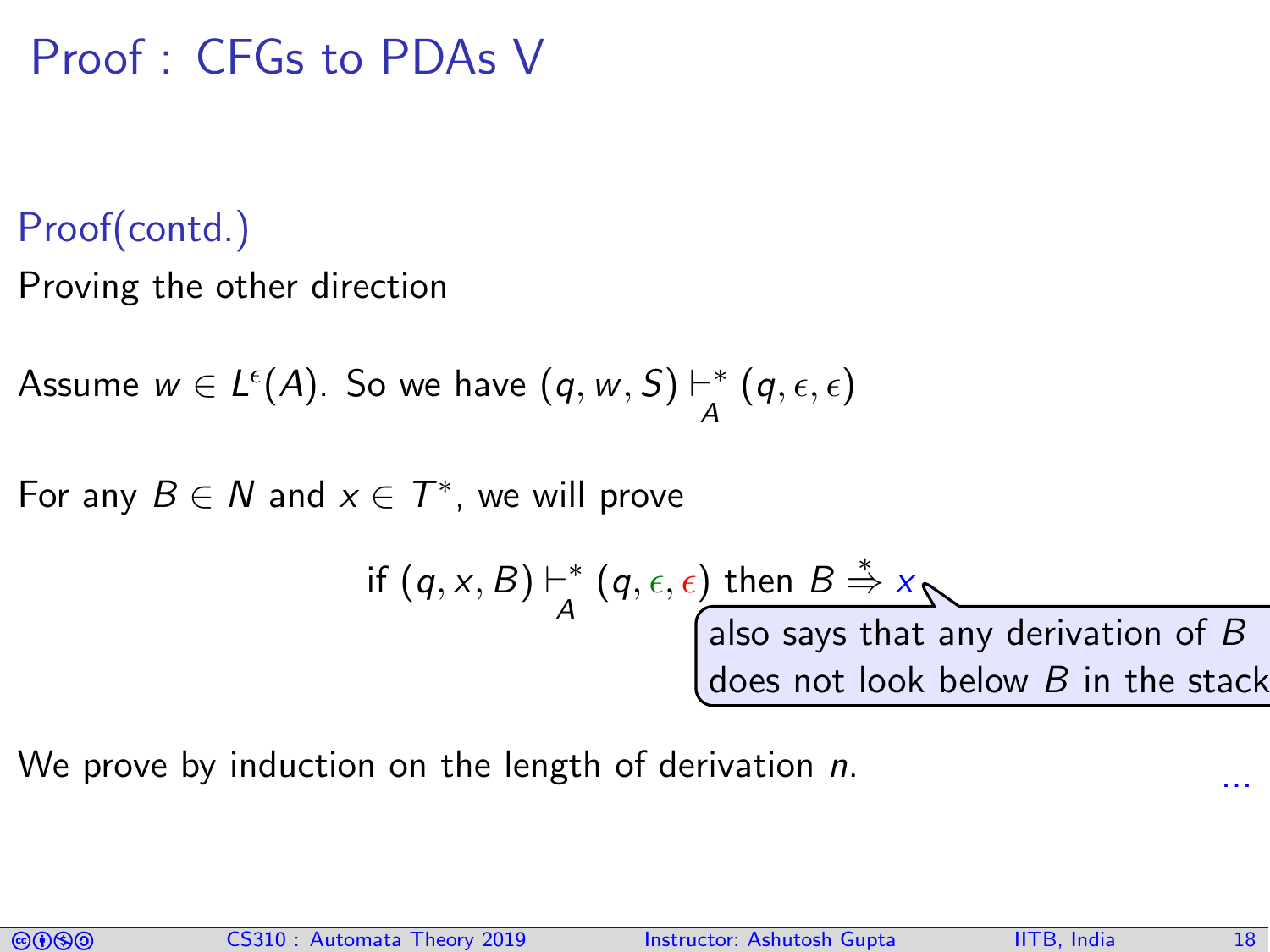# Proof : CFGs to PDAs V

**Proof(contd.)**

Proving the other direction

Assume $w \in L^{\epsilon}(A)$. So we have $(q, w, S) \vdash_A^* (q, \epsilon, \epsilon)$

For any $B \in N$ and $x \in T^*$, we will prove

$$\text{if } (q, x, B) \vdash_A^* (q, \epsilon, \epsilon) \text{ then } B \overset{*}{\Rightarrow} x$$

also says that any derivation of $B$ does not look below $B$ in the stack

We prove by induction on the length of derivation $n$.

...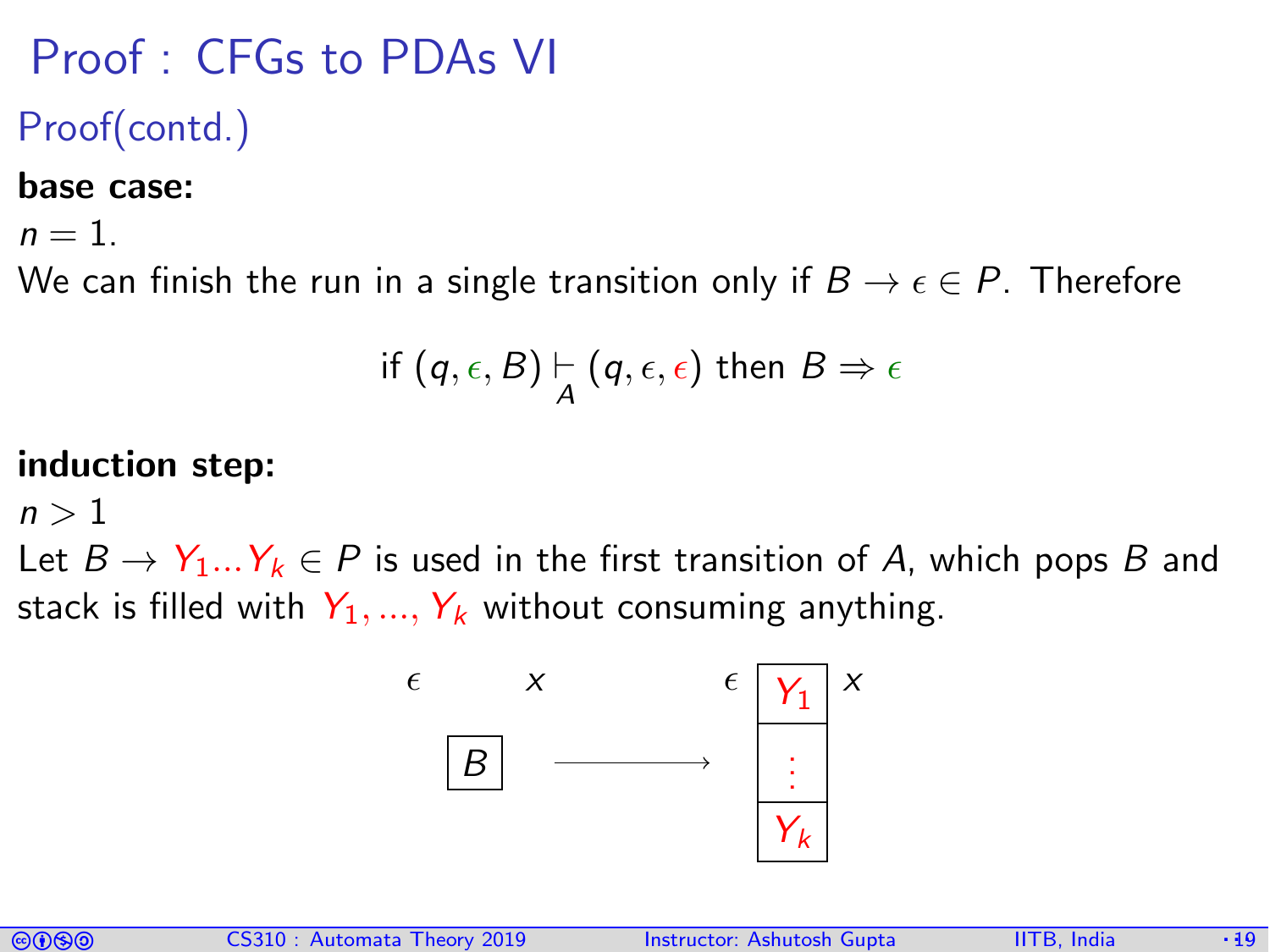# Proof : CFGs to PDAs VI

## Proof(contd.)

**base case:**

$n = 1$.

We can finish the run in a single transition only if $B \rightarrow \epsilon \in P$. Therefore

$$\text{if } (q, \epsilon, B) \underset{A}{\vdash} (q, \epsilon, \epsilon) \text{ then } B \Rightarrow \epsilon$$

**induction step:**

$n > 1$

Let $B \rightarrow Y_1 ... Y_k \in P$ is used in the first transition of $A$, which pops $B$ and stack is filled with $Y_1, ..., Y_k$ without consuming anything.

$\epsilon \quad x \qquad\qquad \epsilon \quad x$

$B \longrightarrow Y_1, \vdots, Y_k$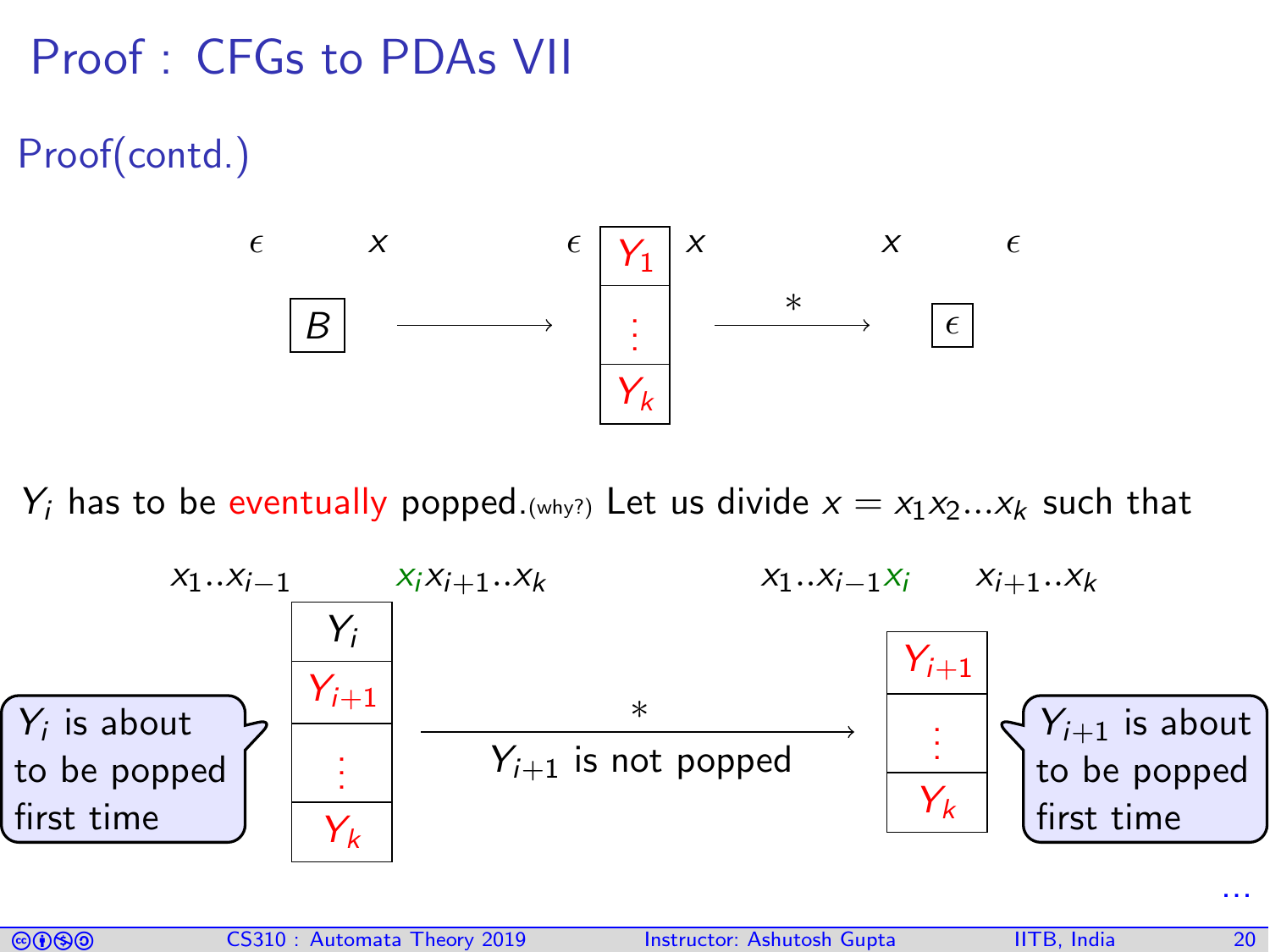# Proof : CFGs to PDAs VII

## Proof(contd.)

$$\epsilon \quad x \quad B \longrightarrow \epsilon \quad \begin{array}{|c|}\hline Y_1 \\ \hline \vdots \\ \hline Y_k \\ \hline\end{array} \quad x \xrightarrow{*} x \quad \epsilon \quad \boxed{\epsilon}$$

$Y_i$ has to be eventually popped.(why?) Let us divide $x = x_1 x_2 ... x_k$ such that

$$x_1..x_{i-1} \quad x_i x_{i+1}..x_k \quad \begin{array}{|c|}\hline Y_i \\ \hline Y_{i+1} \\ \hline \vdots \\ \hline Y_k \\ \hline\end{array} \xrightarrow[Y_{i+1} \text{ is not popped}]{*} x_1..x_{i-1}x_i \quad x_{i+1}..x_k \quad \begin{array}{|c|}\hline Y_{i+1} \\ \hline \vdots \\ \hline Y_k \\ \hline\end{array}$$

$Y_i$ is about to be popped first time

$Y_{i+1}$ is about to be popped first time

...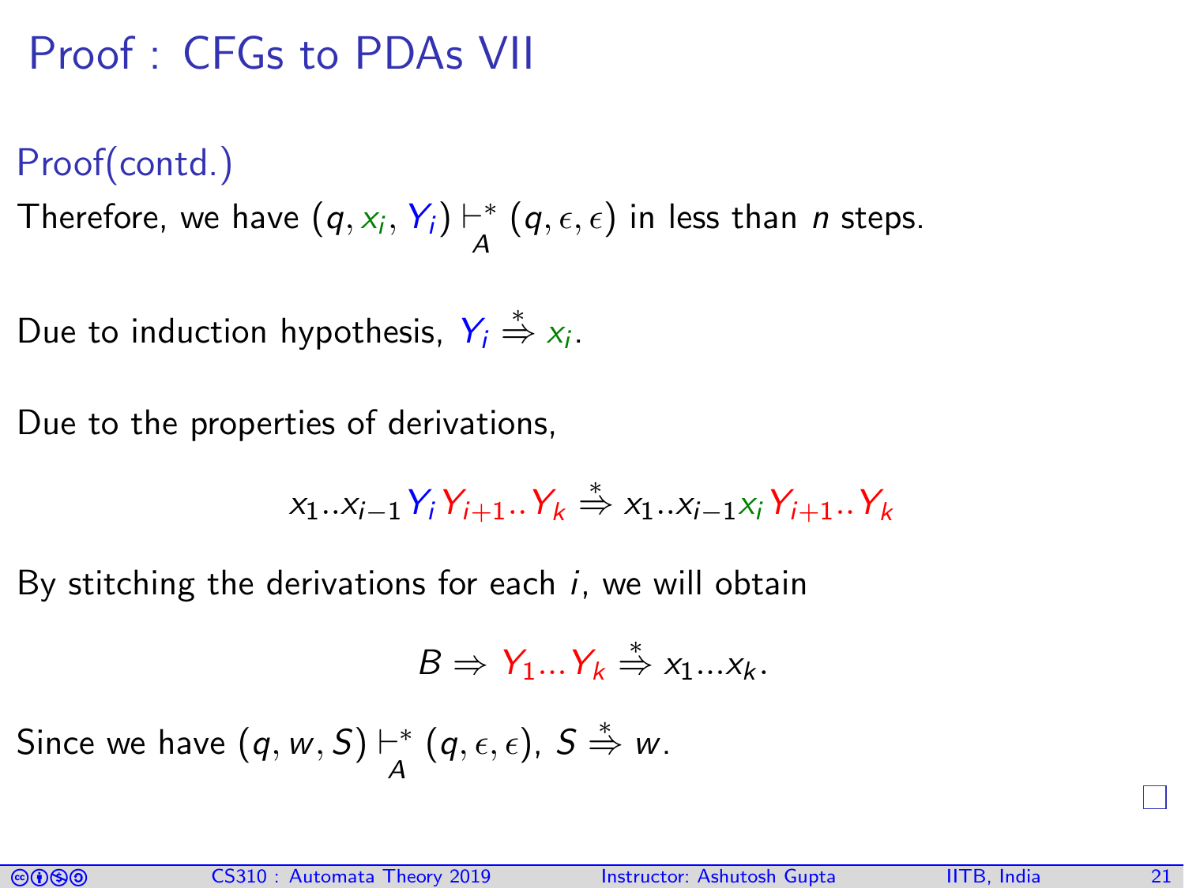# Proof : CFGs to PDAs VII

## Proof(contd.)

Therefore, we have $(q, x_i, Y_i) \vdash_A^* (q, \epsilon, \epsilon)$ in less than $n$ steps.

Due to induction hypothesis, $Y_i \stackrel{*}{\Rightarrow} x_i$.

Due to the properties of derivations,

$$x_1..x_{i-1} Y_i Y_{i+1}..Y_k \stackrel{*}{\Rightarrow} x_1..x_{i-1} x_i Y_{i+1}..Y_k$$

By stitching the derivations for each $i$, we will obtain

$$B \Rightarrow Y_1...Y_k \stackrel{*}{\Rightarrow} x_1...x_k.$$

Since we have $(q, w, S) \vdash_A^* (q, \epsilon, \epsilon)$, $S \stackrel{*}{\Rightarrow} w$.

□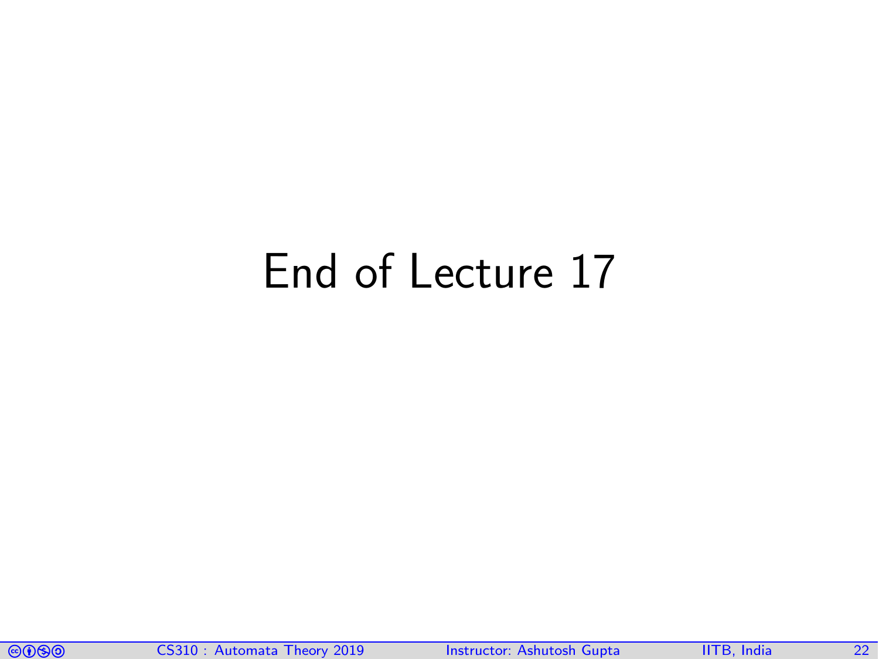# End of Lecture 17